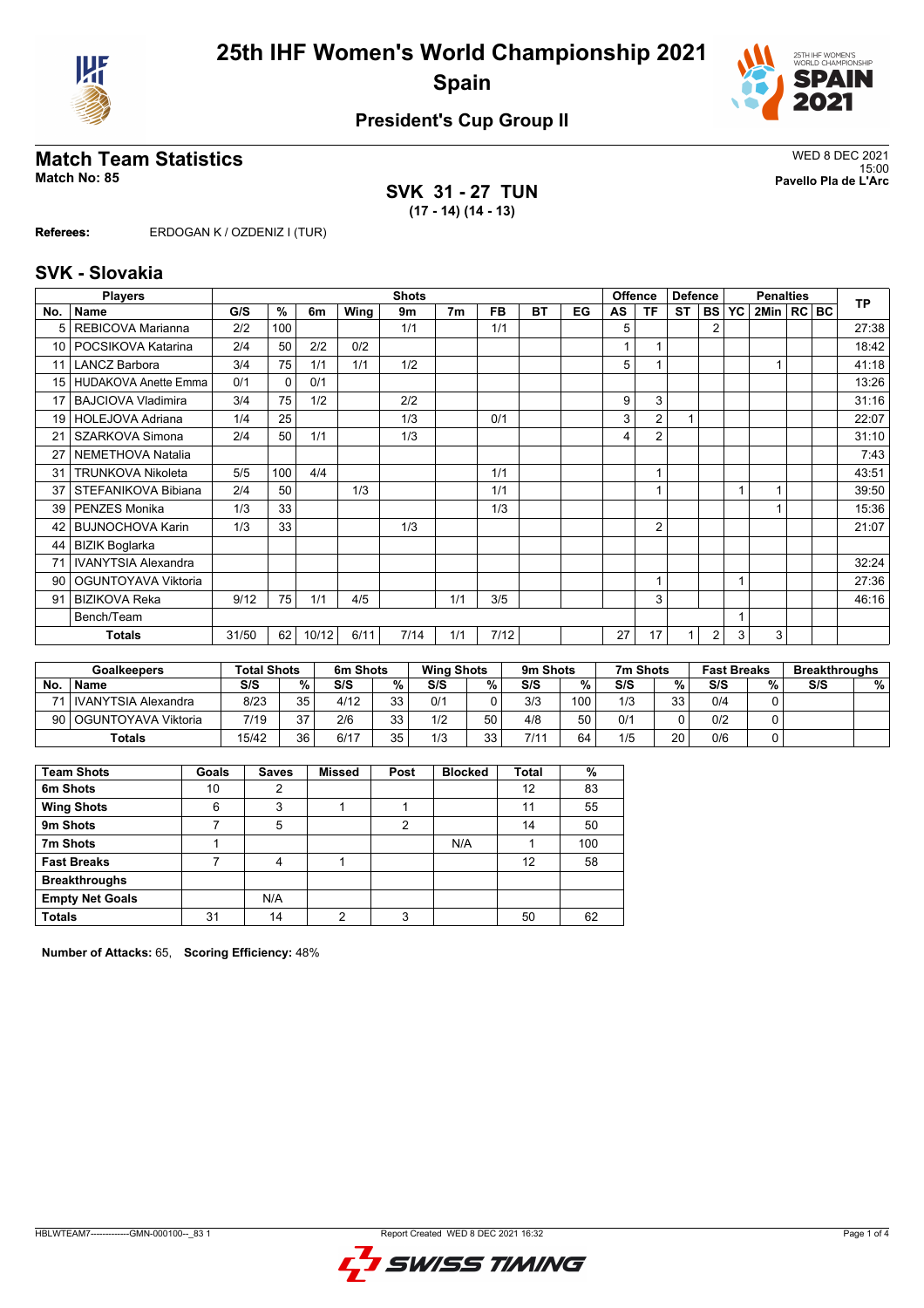# 25th IHF Women's World Championship 2021

## Spain

### President's Cup Group II

## Match Team Statistics

**Match No: 85**

WED 8 DEC 2021
15:00
**Pavello Pla de L'Arc**

**SVK 31 - 27 TUN**
**(17 - 14) (14 - 13)**

**Referees:** ERDOGAN K / OZDENIZ I (TUR)

## SVK - Slovakia

| Players | | Shots | | | | | | | | | Offence | | Defence | | Penalties | | | | TP |
|---|---|---|---|---|---|---|---|---|---|---|---|---|---|---|---|---|---|---|---|
| No. | Name | G/S | % | 6m | Wing | 9m | 7m | FB | BT | EG | AS | TF | ST | BS | YC | 2Min | RC | BC | |
| 5 | REBICOVA Marianna | 2/2 | 100 | | | 1/1 | | 1/1 | | | 5 | | | 2 | | | | | 27:38 |
| 10 | POCSIKOVA Katarina | 2/4 | 50 | 2/2 | 0/2 | | | | | | 1 | 1 | | | | | | | 18:42 |
| 11 | LANCZ Barbora | 3/4 | 75 | 1/1 | 1/1 | 1/2 | | | | | 5 | 1 | | | | 1 | | | 41:18 |
| 15 | HUDAKOVA Anette Emma | 0/1 | 0 | 0/1 | | | | | | | | | | | | | | | 13:26 |
| 17 | BAJCIOVA Vladimira | 3/4 | 75 | 1/2 | | 2/2 | | | | | 9 | 3 | | | | | | | 31:16 |
| 19 | HOLEJOVA Adriana | 1/4 | 25 | | | 1/3 | | 0/1 | | | 3 | 2 | 1 | | | | | | 22:07 |
| 21 | SZARKOVA Simona | 2/4 | 50 | 1/1 | | 1/3 | | | | | 4 | 2 | | | | | | | 31:10 |
| 27 | NEMETHOVA Natalia | | | | | | | | | | | | | | | | | | 7:43 |
| 31 | TRUNKOVA Nikoleta | 5/5 | 100 | 4/4 | | | | 1/1 | | | | 1 | | | | | | | 43:51 |
| 37 | STEFANIKOVA Bibiana | 2/4 | 50 | | 1/3 | | | 1/1 | | | | 1 | | | 1 | 1 | | | 39:50 |
| 39 | PENZES Monika | 1/3 | 33 | | | | | 1/3 | | | | | | | | 1 | | | 15:36 |
| 42 | BUJNOCHOVA Karin | 1/3 | 33 | | | 1/3 | | | | | | 2 | | | | | | | 21:07 |
| 44 | BIZIK Boglarka | | | | | | | | | | | | | | | | | | |
| 71 | IVANYTSIA Alexandra | | | | | | | | | | | | | | | | | | 32:24 |
| 90 | OGUNTOYAVA Viktoria | | | | | | | | | | | 1 | | | 1 | | | | 27:36 |
| 91 | BIZIKOVA Reka | 9/12 | 75 | 1/1 | 4/5 | | 1/1 | 3/5 | | | | 3 | | | | | | | 46:16 |
| | Bench/Team | | | | | | | | | | | | | | 1 | | | | |
| | **Totals** | 31/50 | 62 | 10/12 | 6/11 | 7/14 | 1/1 | 7/12 | | | 27 | 17 | 1 | 2 | 3 | 3 | | | |

| Goalkeepers | | Total Shots | | 6m Shots | | Wing Shots | | 9m Shots | | 7m Shots | | Fast Breaks | | Breakthroughs | |
|---|---|---|---|---|---|---|---|---|---|---|---|---|---|---|---|
| No. | Name | S/S | % | S/S | % | S/S | % | S/S | % | S/S | % | S/S | % | S/S | % |
| 71 | IVANYTSIA Alexandra | 8/23 | 35 | 4/12 | 33 | 0/1 | 0 | 3/3 | 100 | 1/3 | 33 | 0/4 | 0 | | |
| 90 | OGUNTOYAVA Viktoria | 7/19 | 37 | 2/6 | 33 | 1/2 | 50 | 4/8 | 50 | 0/1 | 0 | 0/2 | 0 | | |
| | **Totals** | 15/42 | 36 | 6/17 | 35 | 1/3 | 33 | 7/11 | 64 | 1/5 | 20 | 0/6 | 0 | | |

| Team Shots | Goals | Saves | Missed | Post | Blocked | Total | % |
|---|---|---|---|---|---|---|---|
| 6m Shots | 10 | 2 | | | | 12 | 83 |
| Wing Shots | 6 | 3 | 1 | 1 | | 11 | 55 |
| 9m Shots | 7 | 5 | | 2 | | 14 | 50 |
| 7m Shots | 1 | | | | N/A | 1 | 100 |
| Fast Breaks | 7 | 4 | 1 | | | 12 | 58 |
| Breakthroughs | | | | | | | |
| Empty Net Goals | | N/A | | | | | |
| **Totals** | 31 | 14 | 2 | 3 | | 50 | 62 |

**Number of Attacks:** 65, **Scoring Efficiency:** 48%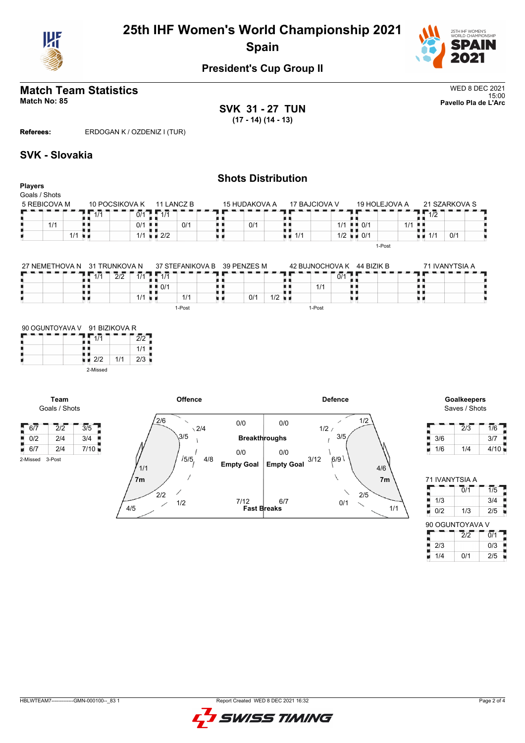# 25th IHF Women's World Championship 2021
## Spain

### President's Cup Group II

## Match Team Statistics

**Match No: 85**

WED 8 DEC 2021
15:00
**Pavello Pla de L'Arc**

**SVK 31 - 27 TUN**
**(17 - 14) (14 - 13)**

**Referees:** ERDOGAN K / OZDENIZ I (TUR)

## SVK - Slovakia

### Shots Distribution

**Players**
Goals / Shots

**5 REBICOVA M**

| | | |
|---|---|---|
| | | |
| 1/1 | | |
| | 1/1 | |

**10 POCSIKOVA K**

| | | |
|---|---|---|
| 1/1 | | 0/1 |
| | | 0/1 |
| | | 1/1 |

**11 LANCZ B**

| | | |
|---|---|---|
| 1/1 | | |
| | 0/1 | |
| 2/2 | | |

**15 HUDAKOVA A**

| | | |
|---|---|---|
| | | |
| | 0/1 | |
| | | |

**17 BAJCIOVA V**

| | | |
|---|---|---|
| | | |
| | | 1/1 |
| 1/1 | | 1/2 |

**19 HOLEJOVA A**

| | | |
|---|---|---|
| | | |
| 0/1 | | 1/1 |
| 0/1 | | |

1-Post

**21 SZARKOVA S**

| | | |
|---|---|---|
| 1/2 | | |
| | | |
| 1/1 | 0/1 | |

**27 NEMETHOVA N**

| | | |
|---|---|---|
| | | |
| | | |
| | | |

**31 TRUNKOVA N**

| | | |
|---|---|---|
| 1/1 | 2/2 | 1/1 |
| | | |
| | | 1/1 |

**37 STEFANIKOVA B**

| | | |
|---|---|---|
| 1/1 | | |
| 0/1 | | |
| | 1/1 | |

1-Post

**39 PENZES M**

| | | |
|---|---|---|
| | | |
| | | |
| | 0/1 | 1/2 |

**42 BUJNOCHOVA K**

| | | |
|---|---|---|
| | | 0/1 |
| | 1/1 | |
| | | |

1-Post

**44 BIZIK B**

| | | |
|---|---|---|
| | | |
| | | |
| | | |

**71 IVANYTSIA A**

| | | |
|---|---|---|
| | | |
| | | |
| | | |

**90 OGUNTOYAVA V**

| | | |
|---|---|---|
| | | |
| | | |
| | | |

**91 BIZIKOVA R**

| | | |
|---|---|---|
| 1/1 | | 2/2 |
| | | 1/1 |
| 2/2 | 1/1 | 2/3 |

2-Missed

**Team**
Goals / Shots

| | | |
|---|---|---|
| 6/7 | 2/2 | 3/5 |
| 0/2 | 2/4 | 3/4 |
| 6/7 | 2/4 | 7/10 |

2-Missed 3-Post

**Offence**

| Area | Goals / Shots |
|---|---|
| Left wing (top) | 2/6 |
| Left back | 3/5 |
| Centre back | 2/4 |
| 9m centre | 5/5 |
| 6m centre | 4/8 |
| Left 6m | 1/1 |
| Left wing (bottom) | 4/5 |
| 2/2 | |
| 7m | 1/2 |
| Breakthroughs | 0/0 |
| Empty Goal | 0/0 |
| Fast Breaks | 7/12 |

**Defence**

| Area | Goals / Shots |
|---|---|
| Breakthroughs | 0/0 |
| Empty Goal | 0/0 |
| Fast Breaks | 6/7 |
| | 1/2 |
| | 1/2 |
| | 3/5 |
| | 3/12 |
| | 6/9 |
| | 4/6 |
| | 2/5 |
| 7m | 0/1 |
| | 1/1 |

**Goalkeepers**
Saves / Shots

| | | |
|---|---|---|
| | 2/3 | 1/6 |
| 3/6 | | 3/7 |
| 1/6 | 1/4 | 4/10 |

**71 IVANYTSIA A**

| | | |
|---|---|---|
| | 0/1 | 1/5 |
| 1/3 | | 3/4 |
| 0/2 | 1/3 | 2/5 |

**90 OGUNTOYAVA V**

| | | |
|---|---|---|
| | 2/2 | 0/1 |
| 2/3 | | 0/3 |
| 1/4 | 0/1 | 2/5 |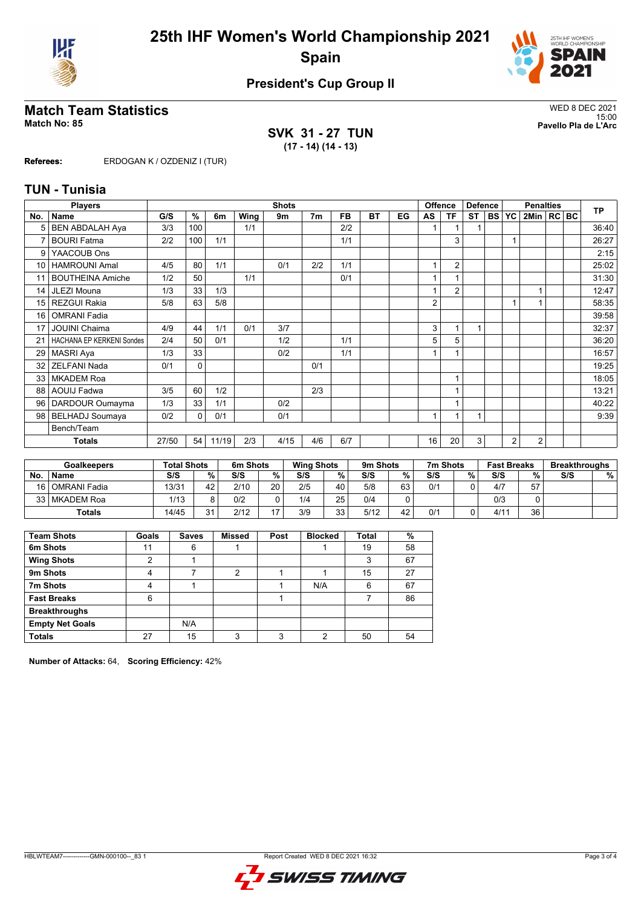# 25th IHF Women's World Championship 2021
# Spain

### President's Cup Group II

## Match Team Statistics

**Match No: 85**

WED 8 DEC 2021
15:00
**Pavello Pla de L'Arc**

**SVK 31 - 27 TUN**
**(17 - 14) (14 - 13)**

**Referees:** ERDOGAN K / OZDENIZ I (TUR)

## TUN - Tunisia

| Players | | Shots | | | | | | | | | Offence | | Defence | | Penalties | | | | TP |
|---|---|---|---|---|---|---|---|---|---|---|---|---|---|---|---|---|---|---|---|
| No. | Name | G/S | % | 6m | Wing | 9m | 7m | FB | BT | EG | AS | TF | ST | BS | YC | 2Min | RC | BC | |
| 5 | BEN ABDALAH Aya | 3/3 | 100 | | 1/1 | | | 2/2 | | | 1 | 1 | 1 | | | | | | 36:40 |
| 7 | BOURI Fatma | 2/2 | 100 | 1/1 | | | | 1/1 | | | | 3 | | | 1 | | | | 26:27 |
| 9 | YAACOUB Ons | | | | | | | | | | | | | | | | | | 2:15 |
| 10 | HAMROUNI Amal | 4/5 | 80 | 1/1 | | 0/1 | 2/2 | 1/1 | | | 1 | 2 | | | | | | | 25:02 |
| 11 | BOUTHEINA Amiche | 1/2 | 50 | | 1/1 | | | 0/1 | | | 1 | 1 | | | | | | | 31:30 |
| 14 | JLEZI Mouna | 1/3 | 33 | 1/3 | | | | | | | 1 | 2 | | | | 1 | | | 12:47 |
| 15 | REZGUI Rakia | 5/8 | 63 | 5/8 | | | | | | | 2 | | | | 1 | 1 | | | 58:35 |
| 16 | OMRANI Fadia | | | | | | | | | | | | | | | | | | 39:58 |
| 17 | JOUINI Chaima | 4/9 | 44 | 1/1 | 0/1 | 3/7 | | | | | 3 | 1 | 1 | | | | | | 32:37 |
| 21 | HACHANA EP KERKENI Sondes | 2/4 | 50 | 0/1 | | 1/2 | | 1/1 | | | 5 | 5 | | | | | | | 36:20 |
| 29 | MASRI Aya | 1/3 | 33 | | | 0/2 | | 1/1 | | | 1 | 1 | | | | | | | 16:57 |
| 32 | ZELFANI Nada | 0/1 | 0 | | | | 0/1 | | | | | | | | | | | | 19:25 |
| 33 | MKADEM Roa | | | | | | | | | | | 1 | | | | | | | 18:05 |
| 88 | AOUIJ Fadwa | 3/5 | 60 | 1/2 | | | 2/3 | | | | | 1 | | | | | | | 13:21 |
| 96 | DARDOUR Oumayma | 1/3 | 33 | 1/1 | | 0/2 | | | | | | 1 | | | | | | | 40:22 |
| 98 | BELHADJ Soumaya | 0/2 | 0 | 0/1 | | 0/1 | | | | | 1 | 1 | 1 | | | | | | 9:39 |
| | Bench/Team | | | | | | | | | | | | | | | | | | |
| | **Totals** | 27/50 | 54 | 11/19 | 2/3 | 4/15 | 4/6 | 6/7 | | | 16 | 20 | 3 | | 2 | 2 | | | |

| Goalkeepers | | Total Shots | | 6m Shots | | Wing Shots | | 9m Shots | | 7m Shots | | Fast Breaks | | Breakthroughs | |
|---|---|---|---|---|---|---|---|---|---|---|---|---|---|---|---|
| No. | Name | S/S | % | S/S | % | S/S | % | S/S | % | S/S | % | S/S | % | S/S | % |
| 16 | OMRANI Fadia | 13/31 | 42 | 2/10 | 20 | 2/5 | 40 | 5/8 | 63 | 0/1 | 0 | 4/7 | 57 | | |
| 33 | MKADEM Roa | 1/13 | 8 | 0/2 | 0 | 1/4 | 25 | 0/4 | 0 | | | 0/3 | 0 | | |
| | **Totals** | 14/45 | 31 | 2/12 | 17 | 3/9 | 33 | 5/12 | 42 | 0/1 | 0 | 4/11 | 36 | | |

| Team Shots | Goals | Saves | Missed | Post | Blocked | Total | % |
|---|---|---|---|---|---|---|---|
| 6m Shots | 11 | 6 | 1 | | 1 | 19 | 58 |
| Wing Shots | 2 | 1 | | | | 3 | 67 |
| 9m Shots | 4 | 7 | 2 | 1 | 1 | 15 | 27 |
| 7m Shots | 4 | 1 | | 1 | N/A | 6 | 67 |
| Fast Breaks | 6 | | | 1 | | 7 | 86 |
| Breakthroughs | | | | | | | |
| Empty Net Goals | | N/A | | | | | |
| **Totals** | 27 | 15 | 3 | 3 | 2 | 50 | 54 |

**Number of Attacks:** 64, **Scoring Efficiency:** 42%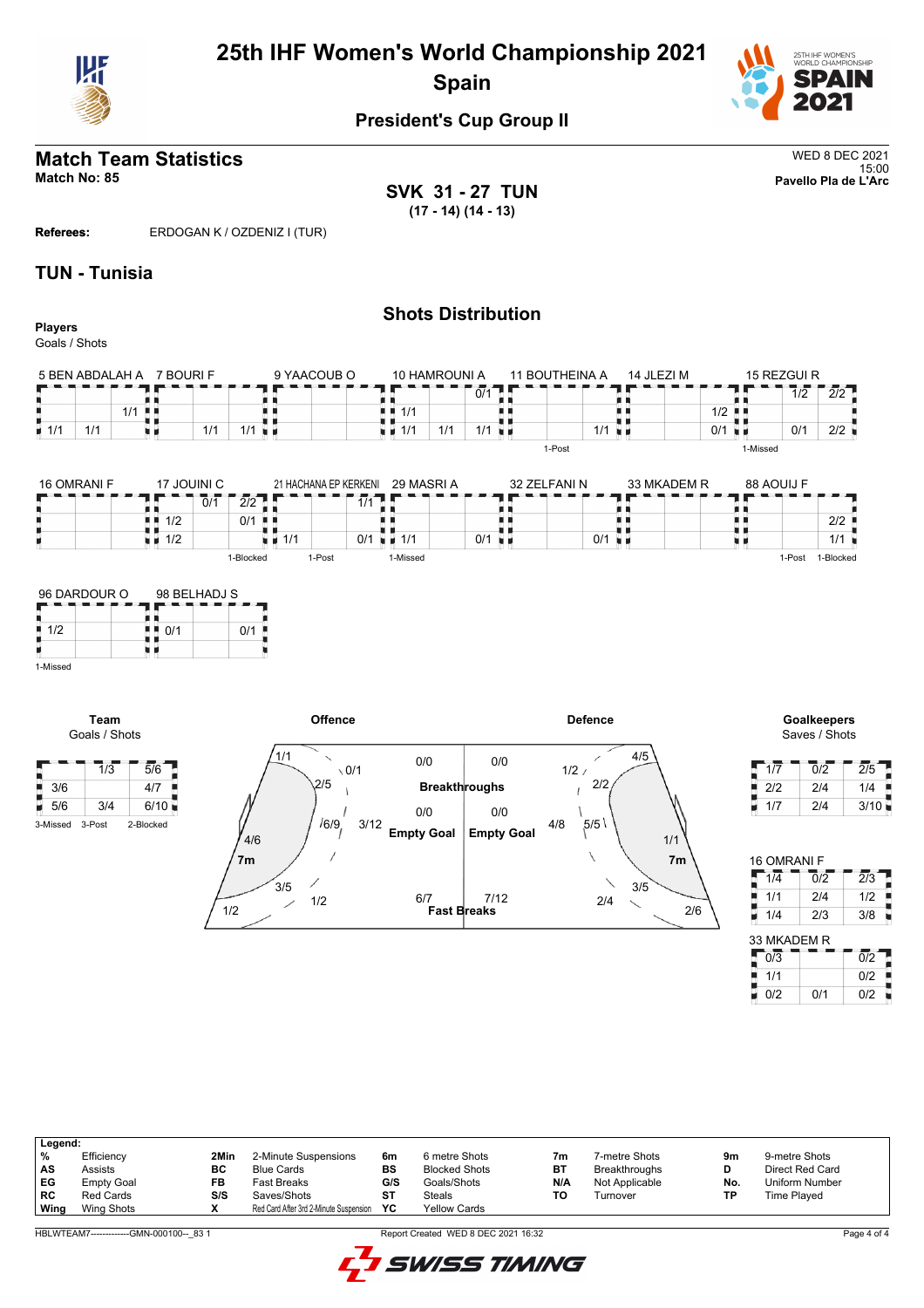# 25th IHF Women's World Championship 2021
## Spain
### President's Cup Group II

## Match Team Statistics
**Match No: 85**

WED 8 DEC 2021
15:00
**Pavello Pla de L'Arc**

**SVK 31 - 27 TUN**
**(17 - 14) (14 - 13)**

**Referees:** ERDOGAN K / OZDENIZ I (TUR)

## TUN - Tunisia

### Shots Distribution

**Players**
Goals / Shots

5 BEN ABDALAH A
1/1
1/1 1/1

7 BOURI F
1/1 1/1

9 YAACOUB O

10 HAMROUNI A
0/1
1/1
1/1 1/1 1/1

11 BOUTHEINA A
1/1
1-Post

14 JLEZI M
1/2
0/1

15 REZGUI R
1/2 2/2
0/1 2/2
1-Missed

16 OMRANI F

17 JOUINI C
0/1 2/2
1/2 0/1
1/2
1-Blocked

21 HACHANA EP KERKENI
1/1
1/1 0/1
1-Post

29 MASRI A
1/1 0/1
1-Missed

32 ZELFANI N
0/1

33 MKADEM R

88 AOUIJ F
2/2
1/1
1-Post 1-Blocked

96 DARDOUR O
1/2
1-Missed

98 BELHADJ S
0/1 0/1

**Team**
Goals / Shots

| | | |
|---|---|---|
| | 1/3 | 5/6 |
| 3/6 | | 4/7 |
| 5/6 | 3/4 | 6/10 |

3-Missed 3-Post 2-Blocked

**Offence**

1/1
0/1
2/5
/6/9
3/12
4/6
7m
3/5
1/2
1/2
0/0 0/0
Breakthroughs
0/0 0/0
Empty Goal Empty Goal
6/7 7/12
Fast Breaks

**Defence**

4/5
1/2
2/2
4/8
5/5
1/1
7m
3/5
2/4
2/6

**Goalkeepers**
Saves / Shots

| | | |
|---|---|---|
| 1/7 | 0/2 | 2/5 |
| 2/2 | 2/4 | 1/4 |
| 1/7 | 2/4 | 3/10 |

16 OMRANI F

| | | |
|---|---|---|
| 1/4 | 0/2 | 2/3 |
| 1/1 | 2/4 | 1/2 |
| 1/4 | 2/3 | 3/8 |

33 MKADEM R

| | | |
|---|---|---|
| 0/3 | | 0/2 |
| 1/1 | | 0/2 |
| 0/2 | 0/1 | 0/2 |

| Legend: | | | | | | | | | |
|---|---|---|---|---|---|---|---|---|---|
| % | Efficiency | 2Min | 2-Minute Suspensions | 6m | 6 metre Shots | 7m | 7-metre Shots | 9m | 9-metre Shots |
| AS | Assists | BC | Blue Cards | BS | Blocked Shots | BT | Breakthroughs | D | Direct Red Card |
| EG | Empty Goal | FB | Fast Breaks | G/S | Goals/Shots | N/A | Not Applicable | No. | Uniform Number |
| RC | Red Cards | S/S | Saves/Shots | ST | Steals | TO | Turnover | TP | Time Played |
| Wing | Wing Shots | X | Red Card After 3rd 2-Minute Suspension | YC | Yellow Cards | | | | |

HBLWTEAM7-------------GMN-000100--_83 1 Report Created WED 8 DEC 2021 16:32